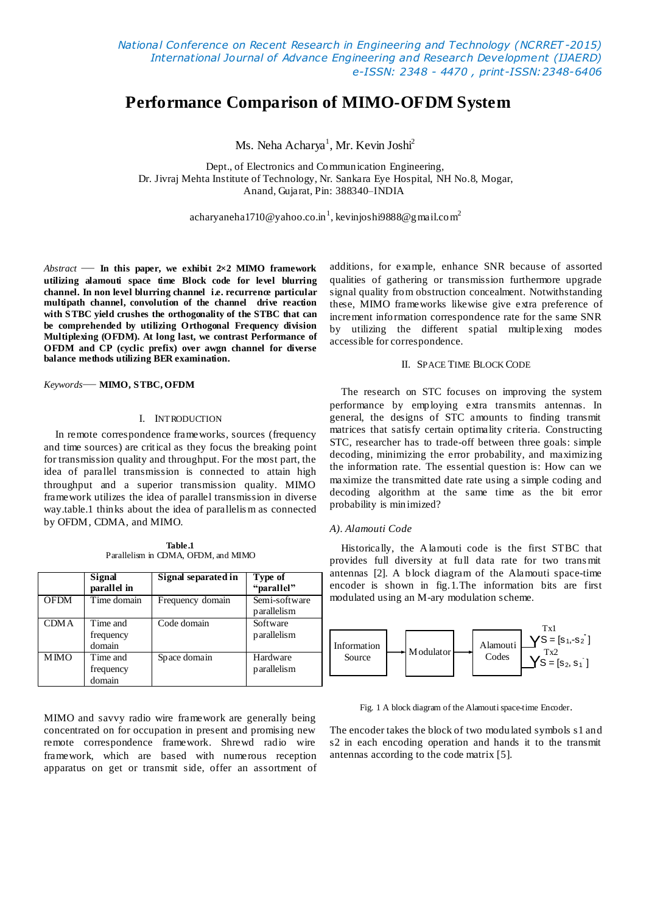# Performance Comparison of MIMO-OFDM System

Ms. Neha Acharya[1], Mr. Kevin Joshi[2]

Dept., of Electronics and Communication Engineering,
Dr. Jivraj Mehta Institute of Technology, Nr. Sankara Eye Hospital, NH No.8, Mogar,
Anand, Gujarat, Pin: 388340–INDIA

acharyaneha1710@yahoo.co.in[1], kevinjoshi9888@gmail.com[2]

*Abstract* — **In this paper, we exhibit 2×2 MIMO framework utilizing alamouti space time Block code for level blurring channel. In non level blurring channel i.e. recurrence particular multipath channel, convolution of the channel drive reaction with STBC yield crushes the orthogonality of the STBC that can be comprehended by utilizing Orthogonal Frequency division Multiplexing (OFDM). At long last, we contrast Performance of OFDM and CP (cyclic prefix) over awgn channel for diverse balance methods utilizing BER examination.**

*Keywords*— **MIMO, STBC, OFDM**

## I. INTRODUCTION

In remote correspondence frameworks, sources (frequency and time sources) are critical as they focus the breaking point for transmission quality and throughput. For the most part, the idea of parallel transmission is connected to attain high throughput and a superior transmission quality. MIMO framework utilizes the idea of parallel transmission in diverse way.table.1 thinks about the idea of parallelism as connected by OFDM, CDMA, and MIMO.

**Table.1**
Parallelism in CDMA, OFDM, and MIMO

| | Signal parallel in | Signal separated in | Type of "parallel" |
|---|---|---|---|
| OFDM | Time domain | Frequency domain | Semi-software parallelism |
| CDMA | Time and frequency domain | Code domain | Software parallelism |
| MIMO | Time and frequency domain | Space domain | Hardware parallelism |

MIMO and savvy radio wire framework are generally being concentrated on for occupation in present and promising new remote correspondence framework. Shrewd radio wire framework, which are based with numerous reception apparatus on get or transmit side, offer an assortment of additions, for example, enhance SNR because of assorted qualities of gathering or transmission furthermore upgrade signal quality from obstruction concealment. Notwithstanding these, MIMO frameworks likewise give extra preference of increment information correspondence rate for the same SNR by utilizing the different spatial multiplexing modes accessible for correspondence.

## II. SPACE TIME BLOCK CODE

The research on STC focuses on improving the system performance by employing extra transmits antennas. In general, the designs of STC amounts to finding transmit matrices that satisfy certain optimality criteria. Constructing STC, researcher has to trade-off between three goals: simple decoding, minimizing the error probability, and maximizing the information rate. The essential question is: How can we maximize the transmitted date rate using a simple coding and decoding algorithm at the same time as the bit error probability is minimized?

### *A). Alamouti Code*

Historically, the Alamouti code is the first STBC that provides full diversity at full data rate for two transmit antennas [2]. A block diagram of the Alamouti space-time encoder is shown in fig.1.The information bits are first modulated using an M-ary modulation scheme.

Information Source → Modulator → Alamouti Codes → Tx1: $S = [s_1, -s_2^*]$, Tx2: $S = [s_2, s_1^*]$

Fig. 1 A block diagram of the Alamouti space-time Encoder.

The encoder takes the block of two modulated symbols s1 and s2 in each encoding operation and hands it to the transmit antennas according to the code matrix [5].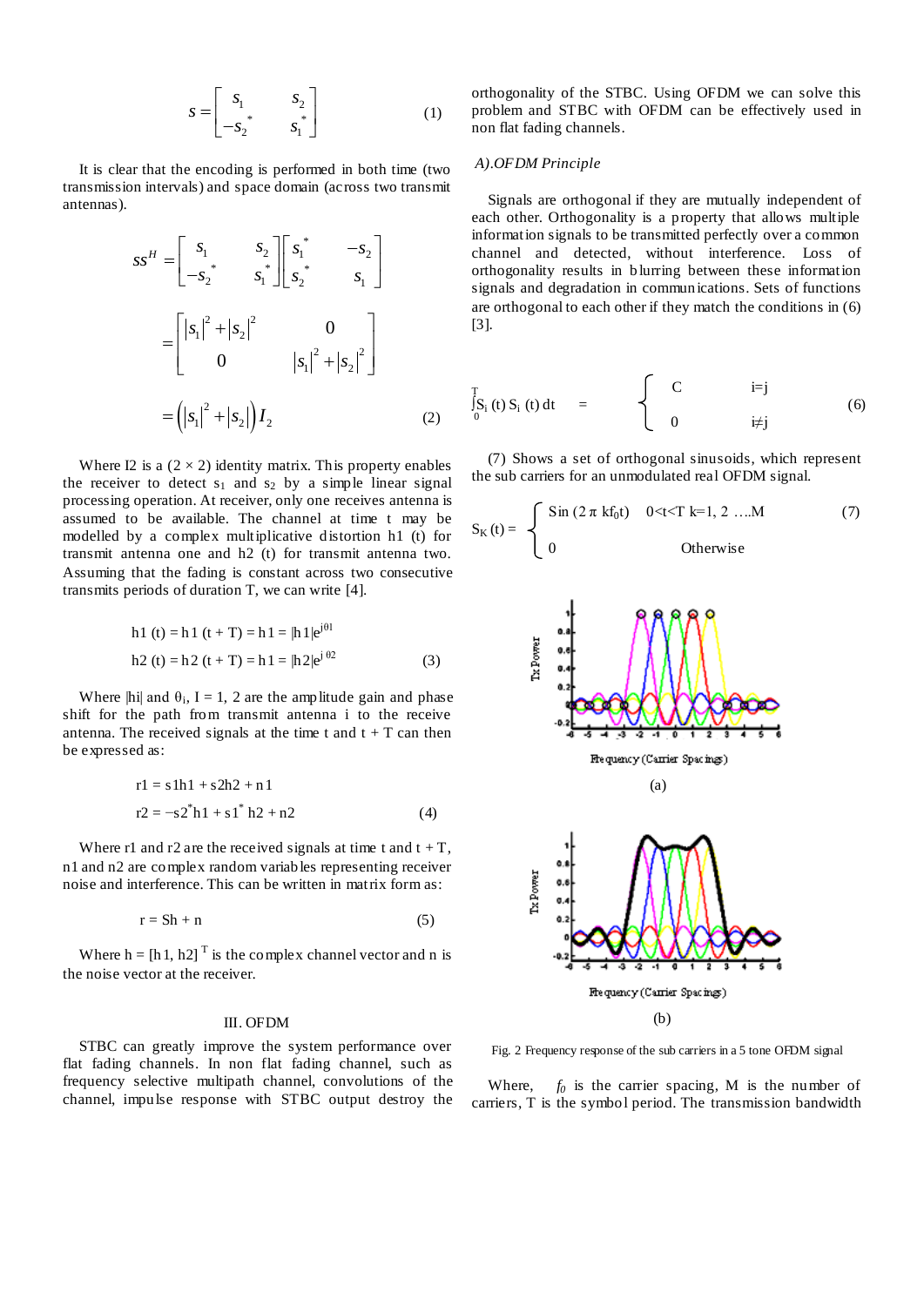$$S = \begin{bmatrix} s_1 & s_2 \\ -s_2^* & s_1^* \end{bmatrix} \qquad (1)$$

It is clear that the encoding is performed in both time (two transmission intervals) and space domain (across two transmit antennas).

$$SS^H = \begin{bmatrix} s_1 & s_2 \\ -s_2^* & s_1^* \end{bmatrix} \begin{bmatrix} s_1^* & -s_2 \\ s_2^* & s_1 \end{bmatrix}$$

$$= \begin{bmatrix} |s_1|^2 + |s_2|^2 & 0 \\ 0 & |s_1|^2 + |s_2|^2 \end{bmatrix}$$

$$= \left(|s_1|^2 + |s_2|\right) I_2 \qquad (2)$$

Where I2 is a (2 × 2) identity matrix. This property enables the receiver to detect $s_1$ and $s_2$ by a simple linear signal processing operation. At receiver, only one receives antenna is assumed to be available. The channel at time t may be modelled by a complex multiplicative distortion h1 (t) for transmit antenna one and h2 (t) for transmit antenna two. Assuming that the fading is constant across two consecutive transmits periods of duration T, we can write [4].

$$h1\ (t) = h1\ (t + T) = h1 = |h1|e^{i\theta 1}$$
$$h2\ (t) = h2\ (t + T) = h1 = |h2|e^{j\,\theta 2} \qquad (3)$$

Where |hi| and $\theta_i$, I = 1, 2 are the amplitude gain and phase shift for the path from transmit antenna i to the receive antenna. The received signals at the time t and t + T can then be expressed as:

$$r1 = s1h1 + s2h2 + n1$$
$$r2 = -s2^* h1 + s1^* h2 + n2 \qquad (4)$$

Where r1 and r2 are the received signals at time t and t + T, n1 and n2 are complex random variables representing receiver noise and interference. This can be written in matrix form as:

$$r = Sh + n \qquad (5)$$

Where h = [h1, h2] $^T$ is the complex channel vector and n is the noise vector at the receiver.

## III. OFDM

STBC can greatly improve the system performance over flat fading channels. In non flat fading channel, such as frequency selective multipath channel, convolutions of the channel, impulse response with STBC output destroy the orthogonality of the STBC. Using OFDM we can solve this problem and STBC with OFDM can be effectively used in non flat fading channels.

### *A).OFDM Principle*

Signals are orthogonal if they are mutually independent of each other. Orthogonality is a property that allows multiple information signals to be transmitted perfectly over a common channel and detected, without interference. Loss of orthogonality results in blurring between these information signals and degradation in communications. Sets of functions are orthogonal to each other if they match the conditions in (6) [3].

$$\int_0^T S_i\ (t)\ S_i\ (t)\ dt \quad = \quad \begin{cases} C & i{=}j \\ 0 & i{\neq}j \end{cases} \qquad (6)$$

(7) Shows a set of orthogonal sinusoids, which represent the sub carriers for an unmodulated real OFDM signal.

$$S_K\ (t) = \begin{cases} \text{Sin}\ (2\ \pi\ kf_0 t) & 0{<}t{<}T\ \ k{=}1, 2\ \ldots .M \\ 0 & \text{Otherwise} \end{cases} \qquad (7)$$

(a)

(b)

Fig. 2 Frequency response of the sub carriers in a 5 tone OFDM signal

Where, $f_0$ is the carrier spacing, M is the number of carriers, T is the symbol period. The transmission bandwidth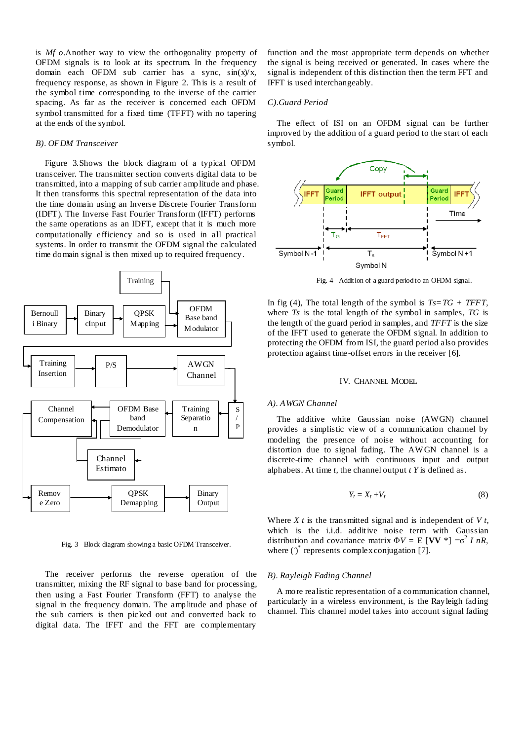is $Mf o$.Another way to view the orthogonality property of OFDM signals is to look at its spectrum. In the frequency domain each OFDM sub carrier has a sync, sin(x)/x, frequency response, as shown in Figure 2. This is a result of the symbol time corresponding to the inverse of the carrier spacing. As far as the receiver is concerned each OFDM symbol transmitted for a fixed time (TFFT) with no tapering at the ends of the symbol.

### *B). OFDM Transceiver*

Figure 3.Shows the block diagram of a typical OFDM transceiver. The transmitter section converts digital data to be transmitted, into a mapping of sub carrier amplitude and phase. It then transforms this spectral representation of the data into the time domain using an Inverse Discrete Fourier Transform (IDFT). The Inverse Fast Fourier Transform (IFFT) performs the same operations as an IDFT, except that it is much more computationally efficiency and so is used in all practical systems. In order to transmit the OFDM signal the calculated time domain signal is then mixed up to required frequency.

Fig. 3 Block diagram showing a basic OFDM Transceiver.

The receiver performs the reverse operation of the transmitter, mixing the RF signal to base band for processing, then using a Fast Fourier Transform (FFT) to analyse the signal in the frequency domain. The amplitude and phase of the sub carriers is then picked out and converted back to digital data. The IFFT and the FFT are complementary function and the most appropriate term depends on whether the signal is being received or generated. In cases where the signal is independent of this distinction then the term FFT and IFFT is used interchangeably.

### *C).Guard Period*

The effect of ISI on an OFDM signal can be further improved by the addition of a guard period to the start of each symbol.

Fig. 4 Addition of a guard period to an OFDM signal.

In fig (4), The total length of the symbol is $Ts=TG + TFFT$, where $Ts$ is the total length of the symbol in samples, $TG$ is the length of the guard period in samples, and $TFFT$ is the size of the IFFT used to generate the OFDM signal. In addition to protecting the OFDM from ISI, the guard period also provides protection against time-offset errors in the receiver [6].

## IV. Channel Model

### *A). AWGN Channel*

The additive white Gaussian noise (AWGN) channel provides a simplistic view of a communication channel by modeling the presence of noise without accounting for distortion due to signal fading. The AWGN channel is a discrete-time channel with continuous input and output alphabets. At time $t$, the channel output $t$ $Y$ is defined as.

$$Y_t = X_t + V_t \tag{8}$$

Where $X$ $t$ is the transmitted signal and is independent of $V$ $t$, which is the i.i.d. additive noise term with Gaussian distribution and covariance matrix $\Phi V = E\,[\mathbf{VV}^*] = \sigma^2 I\, nR$, where $(\cdot)^*$ represents complex conjugation [7].

### *B). Rayleigh Fading Channel*

A more realistic representation of a communication channel, particularly in a wireless environment, is the Rayleigh fading channel. This channel model takes into account signal fading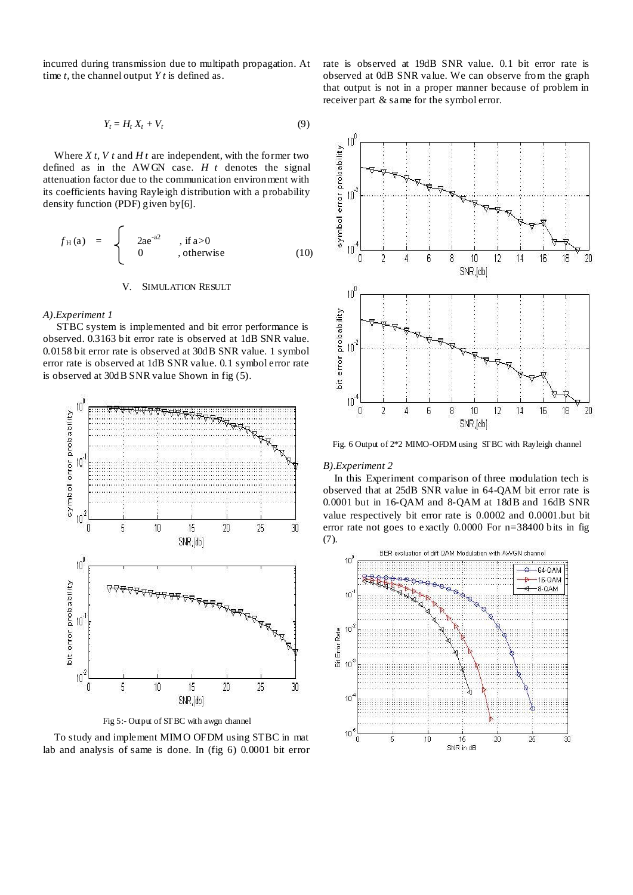incurred during transmission due to multipath propagation. At time $t$, the channel output $Y_t$ is defined as.

$$Y_t = H_t X_t + V_t \tag{9}$$

Where $X_t$, $V_t$ and $H_t$ are independent, with the former two defined as in the AWGN case. $H_t$ denotes the signal attenuation factor due to the communication environment with its coefficients having Rayleigh distribution with a probability density function (PDF) given by[6].

$$f_H(a) = \begin{cases} 2ae^{-a2} & \text{, if } a>0 \\ 0 & \text{, otherwise} \end{cases} \tag{10}$$

## V. SIMULATION RESULT

### *A).Experiment 1*

STBC system is implemented and bit error performance is observed. 0.3163 bit error rate is observed at 1dB SNR value. 0.0158 bit error rate is observed at 30dB SNR value. 1 symbol error rate is observed at 1dB SNR value. 0.1 symbol error rate is observed at 30dB SNR value Shown in fig (5).

Fig 5:- Output of STBC with awgn channel

To study and implement MIMO OFDM using STBC in mat lab and analysis of same is done. In (fig 6) 0.0001 bit error rate is observed at 19dB SNR value. 0.1 bit error rate is observed at 0dB SNR value. We can observe from the graph that output is not in a proper manner because of problem in receiver part & same for the symbol error.

Fig. 6 Output of 2*2 MIMO-OFDM using STBC with Rayleigh channel

### *B).Experiment 2*

In this Experiment comparison of three modulation tech is observed that at 25dB SNR value in 64-QAM bit error rate is 0.0001 but in 16-QAM and 8-QAM at 18dB and 16dB SNR value respectively bit error rate is 0.0002 and 0.0001.but bit error rate not goes to exactly 0.0000 For n=38400 bits in fig (7).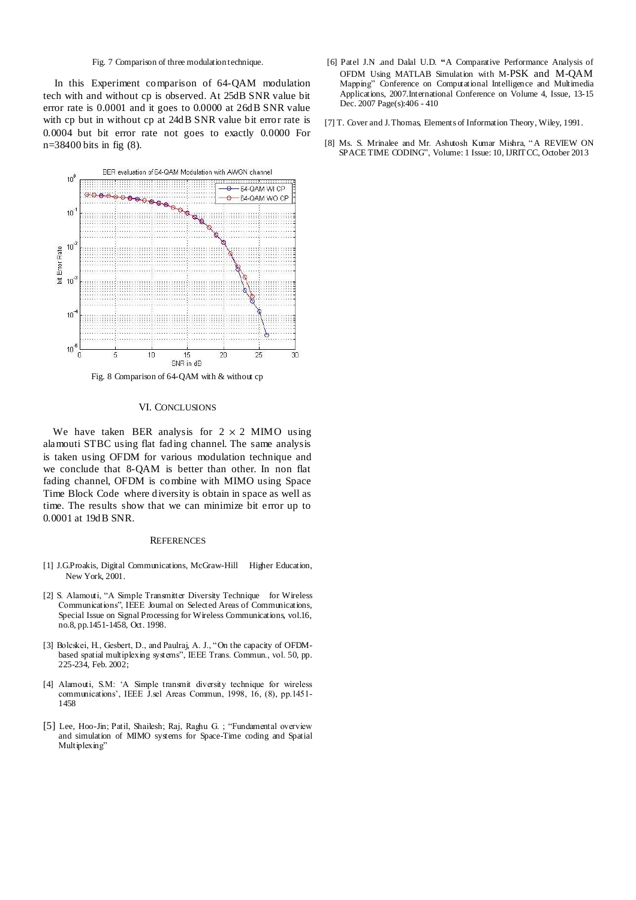Fig. 7 Comparison of three modulation technique.

In this Experiment comparison of 64-QAM modulation tech with and without cp is observed. At 25dB SNR value bit error rate is 0.0001 and it goes to 0.0000 at 26dB SNR value with cp but in without cp at 24dB SNR value bit error rate is 0.0004 but bit error rate not goes to exactly 0.0000 For n=38400 bits in fig (8).

BER evaluation of 64-QAM Modulation with AWGN channel

64-QAM WI CP
64-QAM WO CP

bit Error Rate

SNR in dB

$10^0$
$10^{-1}$
$10^{-2}$
$10^{-3}$
$10^{-4}$
$10^{-5}$

0 5 10 15 20 25 30

Fig. 8 Comparison of 64-QAM with & without cp

## VI. Conclusions

We have taken BER analysis for $2 \times 2$ MIMO using alamouti STBC using flat fading channel. The same analysis is taken using OFDM for various modulation technique and we conclude that 8-QAM is better than other. In non flat fading channel, OFDM is combine with MIMO using Space Time Block Code where diversity is obtain in space as well as time. The results show that we can minimize bit error up to 0.0001 at 19dB SNR.

## References

[1] J.G.Proakis, Digital Communications, McGraw-Hill Higher Education, New York, 2001.

[2] S. Alamouti, "A Simple Transmitter Diversity Technique for Wireless Communications", IEEE Journal on Selected Areas of Communications, Special Issue on Signal Processing for Wireless Communications, vol.16, no.8, pp.1451-1458, Oct. 1998.

[3] Bolcskei, H., Gesbert, D., and Paulraj, A. J., "On the capacity of OFDM-based spatial multiplexing systems", IEEE Trans. Commun., vol. 50, pp. 225-234, Feb. 2002;

[4] Alamouti, S.M: 'A Simple transmit diversity technique for wireless communications', IEEE J.sel Areas Commun, 1998, 16, (8), pp.1451-1458

[5] Lee, Hoo-Jin; Patil, Shailesh; Raj, Raghu G. ; "Fundamental overview and simulation of MIMO systems for Space-Time coding and Spatial Multiplexing"

[6] Patel J.N .and Dalal U.D. "A Comparative Performance Analysis of OFDM Using MATLAB Simulation with M-PSK and M-QAM Mapping" Conference on Computational Intelligence and Multimedia Applications, 2007.International Conference on Volume 4, Issue, 13-15 Dec. 2007 Page(s):406 - 410

[7] T. Cover and J.Thomas, Elements of Information Theory, Wiley, 1991.

[8] Ms. S. Mrinalee and Mr. Ashutosh Kumar Mishra, "A REVIEW ON SPACE TIME CODING", Volume: 1 Issue: 10, IJRITCC, October 2013